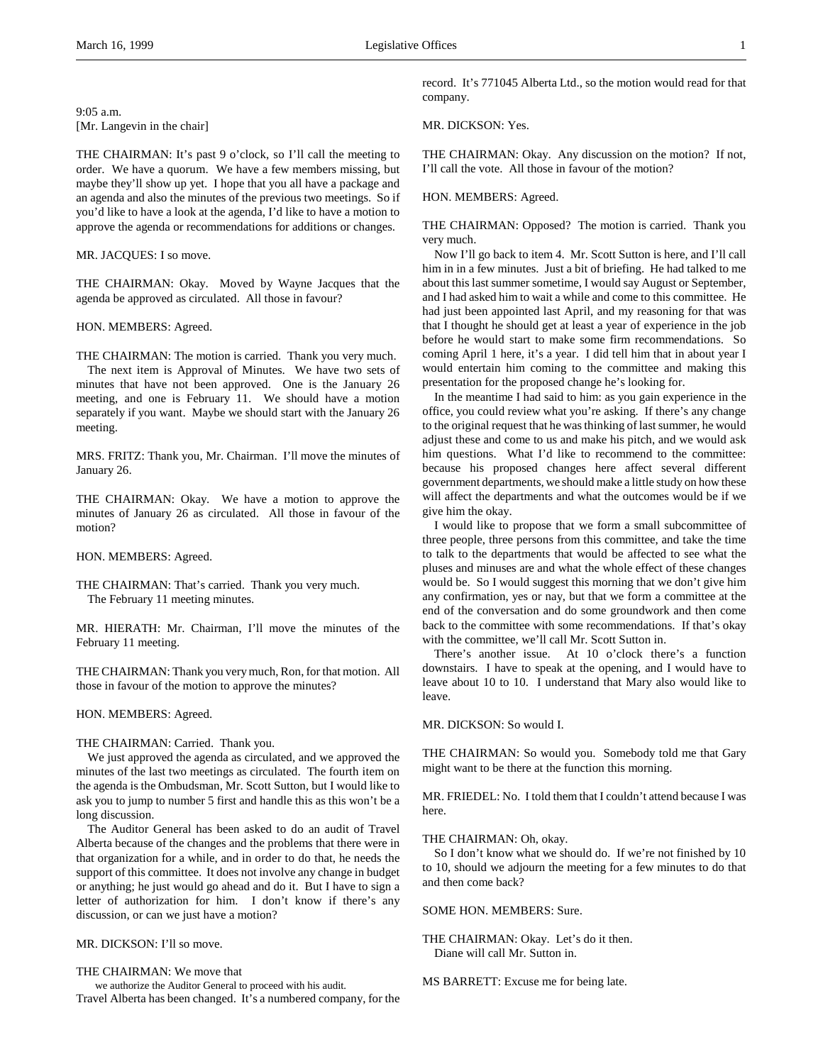9:05 a.m.
[Mr. Langevin in the chair]

THE CHAIRMAN: It's past 9 o'clock, so I'll call the meeting to order. We have a quorum. We have a few members missing, but maybe they'll show up yet. I hope that you all have a package and an agenda and also the minutes of the previous two meetings. So if you'd like to have a look at the agenda, I'd like to have a motion to approve the agenda or recommendations for additions or changes.

MR. JACQUES: I so move.

THE CHAIRMAN: Okay. Moved by Wayne Jacques that the agenda be approved as circulated. All those in favour?

HON. MEMBERS: Agreed.

THE CHAIRMAN: The motion is carried. Thank you very much.

The next item is Approval of Minutes. We have two sets of minutes that have not been approved. One is the January 26 meeting, and one is February 11. We should have a motion separately if you want. Maybe we should start with the January 26 meeting.

MRS. FRITZ: Thank you, Mr. Chairman. I'll move the minutes of January 26.

THE CHAIRMAN: Okay. We have a motion to approve the minutes of January 26 as circulated. All those in favour of the motion?

HON. MEMBERS: Agreed.

THE CHAIRMAN: That's carried. Thank you very much.

The February 11 meeting minutes.

MR. HIERATH: Mr. Chairman, I'll move the minutes of the February 11 meeting.

THE CHAIRMAN: Thank you very much, Ron, for that motion. All those in favour of the motion to approve the minutes?

HON. MEMBERS: Agreed.

THE CHAIRMAN: Carried. Thank you.

We just approved the agenda as circulated, and we approved the minutes of the last two meetings as circulated. The fourth item on the agenda is the Ombudsman, Mr. Scott Sutton, but I would like to ask you to jump to number 5 first and handle this as this won't be a long discussion.

The Auditor General has been asked to do an audit of Travel Alberta because of the changes and the problems that there were in that organization for a while, and in order to do that, he needs the support of this committee. It does not involve any change in budget or anything; he just would go ahead and do it. But I have to sign a letter of authorization for him. I don't know if there's any discussion, or can we just have a motion?

MR. DICKSON: I'll so move.

THE CHAIRMAN: We move that

> we authorize the Auditor General to proceed with his audit.

Travel Alberta has been changed. It's a numbered company, for the record. It's 771045 Alberta Ltd., so the motion would read for that company.

MR. DICKSON: Yes.

THE CHAIRMAN: Okay. Any discussion on the motion? If not, I'll call the vote. All those in favour of the motion?

HON. MEMBERS: Agreed.

THE CHAIRMAN: Opposed? The motion is carried. Thank you very much.

Now I'll go back to item 4. Mr. Scott Sutton is here, and I'll call him in in a few minutes. Just a bit of briefing. He had talked to me about this last summer sometime, I would say August or September, and I had asked him to wait a while and come to this committee. He had just been appointed last April, and my reasoning for that was that I thought he should get at least a year of experience in the job before he would start to make some firm recommendations. So coming April 1 here, it's a year. I did tell him that in about year I would entertain him coming to the committee and making this presentation for the proposed change he's looking for.

In the meantime I had said to him: as you gain experience in the office, you could review what you're asking. If there's any change to the original request that he was thinking of last summer, he would adjust these and come to us and make his pitch, and we would ask him questions. What I'd like to recommend to the committee: because his proposed changes here affect several different government departments, we should make a little study on how these will affect the departments and what the outcomes would be if we give him the okay.

I would like to propose that we form a small subcommittee of three people, three persons from this committee, and take the time to talk to the departments that would be affected to see what the pluses and minuses are and what the whole effect of these changes would be. So I would suggest this morning that we don't give him any confirmation, yes or nay, but that we form a committee at the end of the conversation and do some groundwork and then come back to the committee with some recommendations. If that's okay with the committee, we'll call Mr. Scott Sutton in.

There's another issue. At 10 o'clock there's a function downstairs. I have to speak at the opening, and I would have to leave about 10 to 10. I understand that Mary also would like to leave.

MR. DICKSON: So would I.

THE CHAIRMAN: So would you. Somebody told me that Gary might want to be there at the function this morning.

MR. FRIEDEL: No. I told them that I couldn't attend because I was here.

THE CHAIRMAN: Oh, okay.

So I don't know what we should do. If we're not finished by 10 to 10, should we adjourn the meeting for a few minutes to do that and then come back?

SOME HON. MEMBERS: Sure.

THE CHAIRMAN: Okay. Let's do it then.

Diane will call Mr. Sutton in.

MS BARRETT: Excuse me for being late.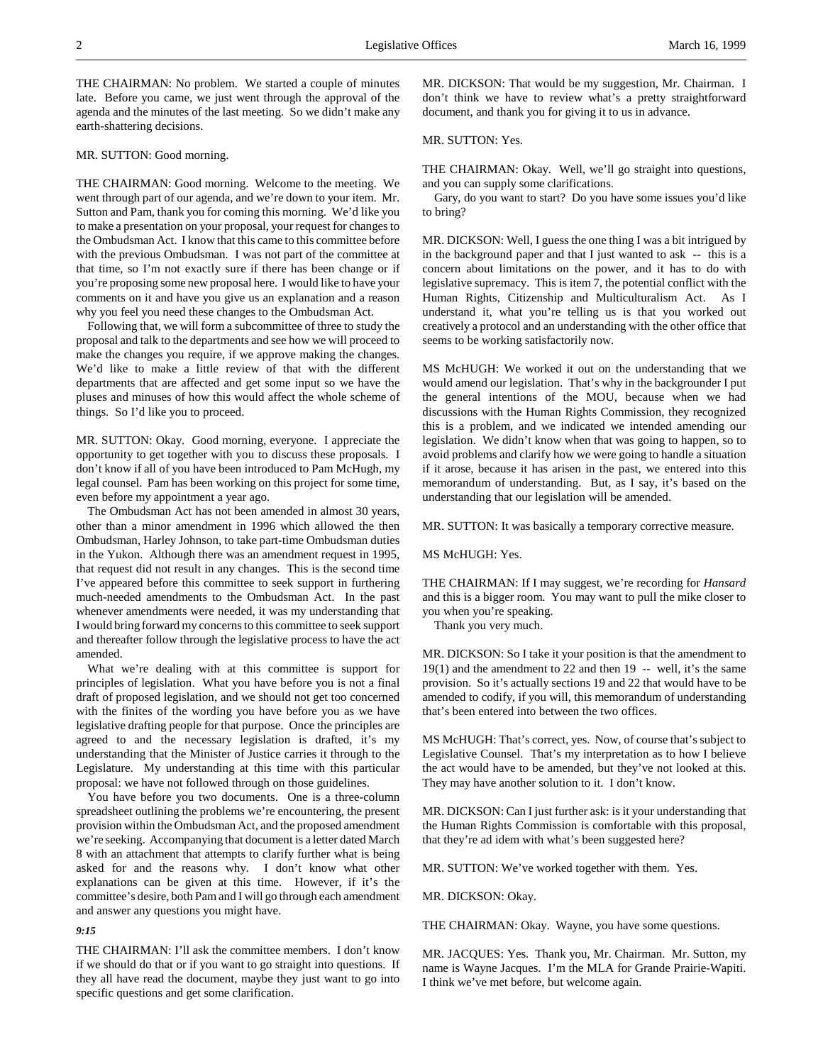THE CHAIRMAN: No problem. We started a couple of minutes late. Before you came, we just went through the approval of the agenda and the minutes of the last meeting. So we didn't make any earth-shattering decisions.

MR. SUTTON: Good morning.

THE CHAIRMAN: Good morning. Welcome to the meeting. We went through part of our agenda, and we're down to your item. Mr. Sutton and Pam, thank you for coming this morning. We'd like you to make a presentation on your proposal, your request for changes to the Ombudsman Act. I know that this came to this committee before with the previous Ombudsman. I was not part of the committee at that time, so I'm not exactly sure if there has been change or if you're proposing some new proposal here. I would like to have your comments on it and have you give us an explanation and a reason why you feel you need these changes to the Ombudsman Act.

Following that, we will form a subcommittee of three to study the proposal and talk to the departments and see how we will proceed to make the changes you require, if we approve making the changes. We'd like to make a little review of that with the different departments that are affected and get some input so we have the pluses and minuses of how this would affect the whole scheme of things. So I'd like you to proceed.

MR. SUTTON: Okay. Good morning, everyone. I appreciate the opportunity to get together with you to discuss these proposals. I don't know if all of you have been introduced to Pam McHugh, my legal counsel. Pam has been working on this project for some time, even before my appointment a year ago.

The Ombudsman Act has not been amended in almost 30 years, other than a minor amendment in 1996 which allowed the then Ombudsman, Harley Johnson, to take part-time Ombudsman duties in the Yukon. Although there was an amendment request in 1995, that request did not result in any changes. This is the second time I've appeared before this committee to seek support in furthering much-needed amendments to the Ombudsman Act. In the past whenever amendments were needed, it was my understanding that I would bring forward my concerns to this committee to seek support and thereafter follow through the legislative process to have the act amended.

What we're dealing with at this committee is support for principles of legislation. What you have before you is not a final draft of proposed legislation, and we should not get too concerned with the finites of the wording you have before you as we have legislative drafting people for that purpose. Once the principles are agreed to and the necessary legislation is drafted, it's my understanding that the Minister of Justice carries it through to the Legislature. My understanding at this time with this particular proposal: we have not followed through on those guidelines.

You have before you two documents. One is a three-column spreadsheet outlining the problems we're encountering, the present provision within the Ombudsman Act, and the proposed amendment we're seeking. Accompanying that document is a letter dated March 8 with an attachment that attempts to clarify further what is being asked for and the reasons why. I don't know what other explanations can be given at this time. However, if it's the committee's desire, both Pam and I will go through each amendment and answer any questions you might have.

*9:15*

THE CHAIRMAN: I'll ask the committee members. I don't know if we should do that or if you want to go straight into questions. If they all have read the document, maybe they just want to go into specific questions and get some clarification.

MR. DICKSON: That would be my suggestion, Mr. Chairman. I don't think we have to review what's a pretty straightforward document, and thank you for giving it to us in advance.

MR. SUTTON: Yes.

THE CHAIRMAN: Okay. Well, we'll go straight into questions, and you can supply some clarifications.

Gary, do you want to start? Do you have some issues you'd like to bring?

MR. DICKSON: Well, I guess the one thing I was a bit intrigued by in the background paper and that I just wanted to ask -- this is a concern about limitations on the power, and it has to do with legislative supremacy. This is item 7, the potential conflict with the Human Rights, Citizenship and Multiculturalism Act. As I understand it, what you're telling us is that you worked out creatively a protocol and an understanding with the other office that seems to be working satisfactorily now.

MS McHUGH: We worked it out on the understanding that we would amend our legislation. That's why in the backgrounder I put the general intentions of the MOU, because when we had discussions with the Human Rights Commission, they recognized this is a problem, and we indicated we intended amending our legislation. We didn't know when that was going to happen, so to avoid problems and clarify how we were going to handle a situation if it arose, because it has arisen in the past, we entered into this memorandum of understanding. But, as I say, it's based on the understanding that our legislation will be amended.

MR. SUTTON: It was basically a temporary corrective measure.

MS McHUGH: Yes.

THE CHAIRMAN: If I may suggest, we're recording for *Hansard* and this is a bigger room. You may want to pull the mike closer to you when you're speaking.

Thank you very much.

MR. DICKSON: So I take it your position is that the amendment to 19(1) and the amendment to 22 and then 19 -- well, it's the same provision. So it's actually sections 19 and 22 that would have to be amended to codify, if you will, this memorandum of understanding that's been entered into between the two offices.

MS McHUGH: That's correct, yes. Now, of course that's subject to Legislative Counsel. That's my interpretation as to how I believe the act would have to be amended, but they've not looked at this. They may have another solution to it. I don't know.

MR. DICKSON: Can I just further ask: is it your understanding that the Human Rights Commission is comfortable with this proposal, that they're ad idem with what's been suggested here?

MR. SUTTON: We've worked together with them. Yes.

MR. DICKSON: Okay.

THE CHAIRMAN: Okay. Wayne, you have some questions.

MR. JACQUES: Yes. Thank you, Mr. Chairman. Mr. Sutton, my name is Wayne Jacques. I'm the MLA for Grande Prairie-Wapiti. I think we've met before, but welcome again.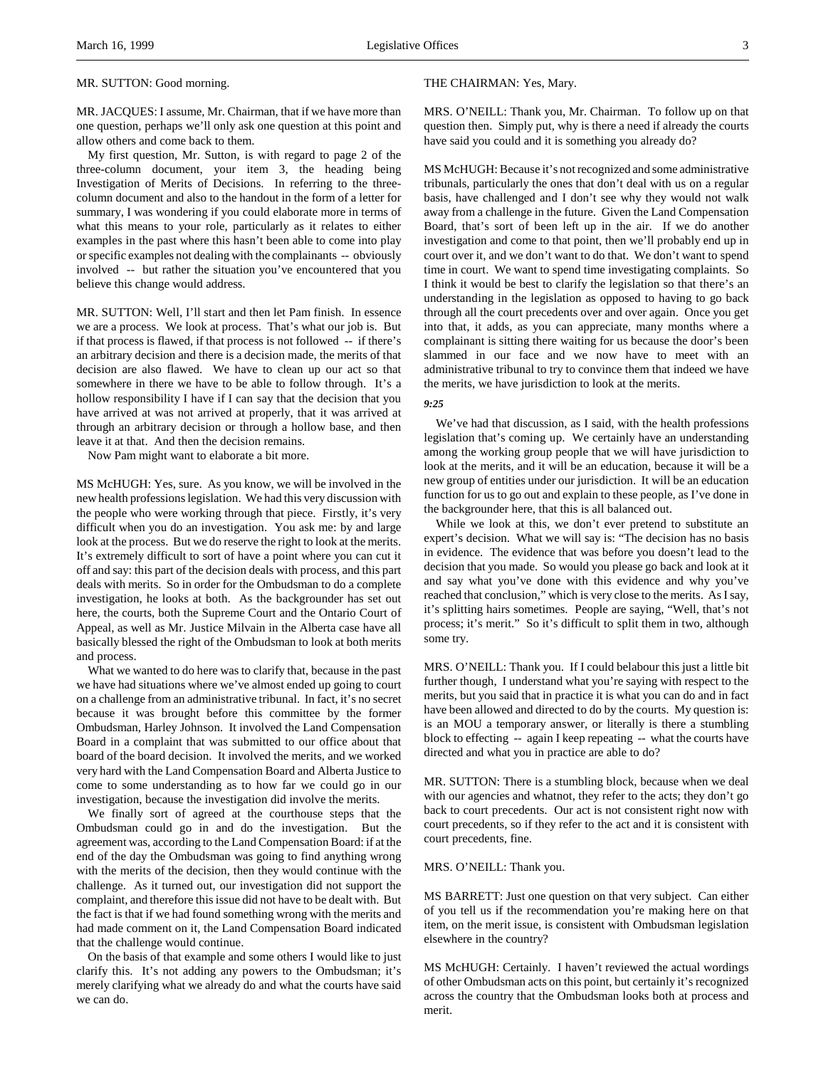MR. SUTTON: Good morning.

MR. JACQUES: I assume, Mr. Chairman, that if we have more than one question, perhaps we'll only ask one question at this point and allow others and come back to them.

My first question, Mr. Sutton, is with regard to page 2 of the three-column document, your item 3, the heading being Investigation of Merits of Decisions. In referring to the three-column document and also to the handout in the form of a letter for summary, I was wondering if you could elaborate more in terms of what this means to your role, particularly as it relates to either examples in the past where this hasn't been able to come into play or specific examples not dealing with the complainants -- obviously involved -- but rather the situation you've encountered that you believe this change would address.

MR. SUTTON: Well, I'll start and then let Pam finish. In essence we are a process. We look at process. That's what our job is. But if that process is flawed, if that process is not followed -- if there's an arbitrary decision and there is a decision made, the merits of that decision are also flawed. We have to clean up our act so that somewhere in there we have to be able to follow through. It's a hollow responsibility I have if I can say that the decision that you have arrived at was not arrived at properly, that it was arrived at through an arbitrary decision or through a hollow base, and then leave it at that. And then the decision remains.

Now Pam might want to elaborate a bit more.

MS McHUGH: Yes, sure. As you know, we will be involved in the new health professions legislation. We had this very discussion with the people who were working through that piece. Firstly, it's very difficult when you do an investigation. You ask me: by and large look at the process. But we do reserve the right to look at the merits. It's extremely difficult to sort of have a point where you can cut it off and say: this part of the decision deals with process, and this part deals with merits. So in order for the Ombudsman to do a complete investigation, he looks at both. As the backgrounder has set out here, the courts, both the Supreme Court and the Ontario Court of Appeal, as well as Mr. Justice Milvain in the Alberta case have all basically blessed the right of the Ombudsman to look at both merits and process.

What we wanted to do here was to clarify that, because in the past we have had situations where we've almost ended up going to court on a challenge from an administrative tribunal. In fact, it's no secret because it was brought before this committee by the former Ombudsman, Harley Johnson. It involved the Land Compensation Board in a complaint that was submitted to our office about that board of the board decision. It involved the merits, and we worked very hard with the Land Compensation Board and Alberta Justice to come to some understanding as to how far we could go in our investigation, because the investigation did involve the merits.

We finally sort of agreed at the courthouse steps that the Ombudsman could go in and do the investigation. But the agreement was, according to the Land Compensation Board: if at the end of the day the Ombudsman was going to find anything wrong with the merits of the decision, then they would continue with the challenge. As it turned out, our investigation did not support the complaint, and therefore this issue did not have to be dealt with. But the fact is that if we had found something wrong with the merits and had made comment on it, the Land Compensation Board indicated that the challenge would continue.

On the basis of that example and some others I would like to just clarify this. It's not adding any powers to the Ombudsman; it's merely clarifying what we already do and what the courts have said we can do.

THE CHAIRMAN: Yes, Mary.

MRS. O'NEILL: Thank you, Mr. Chairman. To follow up on that question then. Simply put, why is there a need if already the courts have said you could and it is something you already do?

MS McHUGH: Because it's not recognized and some administrative tribunals, particularly the ones that don't deal with us on a regular basis, have challenged and I don't see why they would not walk away from a challenge in the future. Given the Land Compensation Board, that's sort of been left up in the air. If we do another investigation and come to that point, then we'll probably end up in court over it, and we don't want to do that. We don't want to spend time in court. We want to spend time investigating complaints. So I think it would be best to clarify the legislation so that there's an understanding in the legislation as opposed to having to go back through all the court precedents over and over again. Once you get into that, it adds, as you can appreciate, many months where a complainant is sitting there waiting for us because the door's been slammed in our face and we now have to meet with an administrative tribunal to try to convince them that indeed we have the merits, we have jurisdiction to look at the merits.

*9:25*

We've had that discussion, as I said, with the health professions legislation that's coming up. We certainly have an understanding among the working group people that we will have jurisdiction to look at the merits, and it will be an education, because it will be a new group of entities under our jurisdiction. It will be an education function for us to go out and explain to these people, as I've done in the backgrounder here, that this is all balanced out.

While we look at this, we don't ever pretend to substitute an expert's decision. What we will say is: "The decision has no basis in evidence. The evidence that was before you doesn't lead to the decision that you made. So would you please go back and look at it and say what you've done with this evidence and why you've reached that conclusion," which is very close to the merits. As I say, it's splitting hairs sometimes. People are saying, "Well, that's not process; it's merit." So it's difficult to split them in two, although some try.

MRS. O'NEILL: Thank you. If I could belabour this just a little bit further though, I understand what you're saying with respect to the merits, but you said that in practice it is what you can do and in fact have been allowed and directed to do by the courts. My question is: is an MOU a temporary answer, or literally is there a stumbling block to effecting -- again I keep repeating -- what the courts have directed and what you in practice are able to do?

MR. SUTTON: There is a stumbling block, because when we deal with our agencies and whatnot, they refer to the acts; they don't go back to court precedents. Our act is not consistent right now with court precedents, so if they refer to the act and it is consistent with court precedents, fine.

MRS. O'NEILL: Thank you.

MS BARRETT: Just one question on that very subject. Can either of you tell us if the recommendation you're making here on that item, on the merit issue, is consistent with Ombudsman legislation elsewhere in the country?

MS McHUGH: Certainly. I haven't reviewed the actual wordings of other Ombudsman acts on this point, but certainly it's recognized across the country that the Ombudsman looks both at process and merit.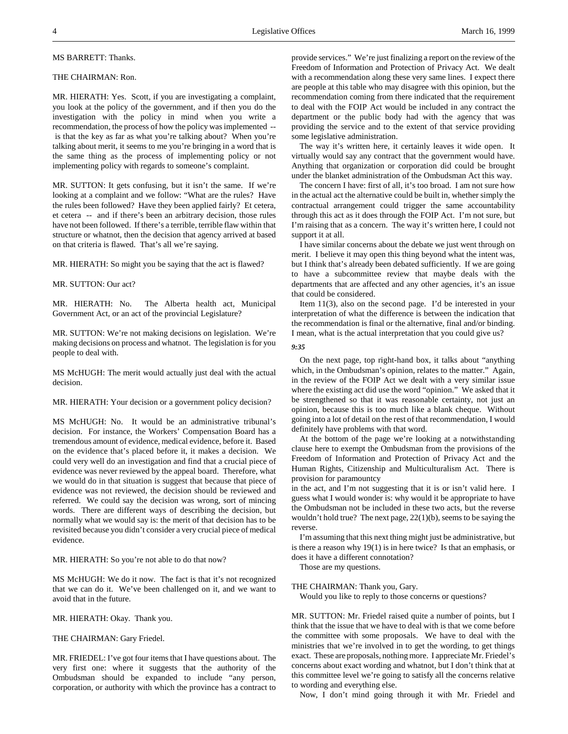MS BARRETT: Thanks.

THE CHAIRMAN: Ron.

MR. HIERATH: Yes. Scott, if you are investigating a complaint, you look at the policy of the government, and if then you do the investigation with the policy in mind when you write a recommendation, the process of how the policy was implemented -- is that the key as far as what you're talking about? When you're talking about merit, it seems to me you're bringing in a word that is the same thing as the process of implementing policy or not implementing policy with regards to someone's complaint.

MR. SUTTON: It gets confusing, but it isn't the same. If we're looking at a complaint and we follow: "What are the rules? Have the rules been followed? Have they been applied fairly? Et cetera, et cetera -- and if there's been an arbitrary decision, those rules have not been followed. If there's a terrible, terrible flaw within that structure or whatnot, then the decision that agency arrived at based on that criteria is flawed. That's all we're saying.

MR. HIERATH: So might you be saying that the act is flawed?

MR. SUTTON: Our act?

MR. HIERATH: No. The Alberta health act, Municipal Government Act, or an act of the provincial Legislature?

MR. SUTTON: We're not making decisions on legislation. We're making decisions on process and whatnot. The legislation is for you people to deal with.

MS McHUGH: The merit would actually just deal with the actual decision.

MR. HIERATH: Your decision or a government policy decision?

MS McHUGH: No. It would be an administrative tribunal's decision. For instance, the Workers' Compensation Board has a tremendous amount of evidence, medical evidence, before it. Based on the evidence that's placed before it, it makes a decision. We could very well do an investigation and find that a crucial piece of evidence was never reviewed by the appeal board. Therefore, what we would do in that situation is suggest that because that piece of evidence was not reviewed, the decision should be reviewed and referred. We could say the decision was wrong, sort of mincing words. There are different ways of describing the decision, but normally what we would say is: the merit of that decision has to be revisited because you didn't consider a very crucial piece of medical evidence.

MR. HIERATH: So you're not able to do that now?

MS McHUGH: We do it now. The fact is that it's not recognized that we can do it. We've been challenged on it, and we want to avoid that in the future.

MR. HIERATH: Okay. Thank you.

THE CHAIRMAN: Gary Friedel.

MR. FRIEDEL: I've got four items that I have questions about. The very first one: where it suggests that the authority of the Ombudsman should be expanded to include "any person, corporation, or authority with which the province has a contract to provide services." We're just finalizing a report on the review of the Freedom of Information and Protection of Privacy Act. We dealt with a recommendation along these very same lines. I expect there are people at this table who may disagree with this opinion, but the recommendation coming from there indicated that the requirement to deal with the FOIP Act would be included in any contract the department or the public body had with the agency that was providing the service and to the extent of that service providing some legislative administration.

The way it's written here, it certainly leaves it wide open. It virtually would say any contract that the government would have. Anything that organization or corporation did could be brought under the blanket administration of the Ombudsman Act this way.

The concern I have: first of all, it's too broad. I am not sure how in the actual act the alternative could be built in, whether simply the contractual arrangement could trigger the same accountability through this act as it does through the FOIP Act. I'm not sure, but I'm raising that as a concern. The way it's written here, I could not support it at all.

I have similar concerns about the debate we just went through on merit. I believe it may open this thing beyond what the intent was, but I think that's already been debated sufficiently. If we are going to have a subcommittee review that maybe deals with the departments that are affected and any other agencies, it's an issue that could be considered.

Item 11(3), also on the second page. I'd be interested in your interpretation of what the difference is between the indication that the recommendation is final or the alternative, final and/or binding. I mean, what is the actual interpretation that you could give us?

*9:35*

On the next page, top right-hand box, it talks about "anything which, in the Ombudsman's opinion, relates to the matter." Again, in the review of the FOIP Act we dealt with a very similar issue where the existing act did use the word "opinion." We asked that it be strengthened so that it was reasonable certainty, not just an opinion, because this is too much like a blank cheque. Without going into a lot of detail on the rest of that recommendation, I would definitely have problems with that word.

At the bottom of the page we're looking at a notwithstanding clause here to exempt the Ombudsman from the provisions of the Freedom of Information and Protection of Privacy Act and the Human Rights, Citizenship and Multiculturalism Act. There is provision for paramountcy in the act, and I'm not suggesting that it is or isn't valid here. I guess what I would wonder is: why would it be appropriate to have the Ombudsman not be included in these two acts, but the reverse wouldn't hold true? The next page, 22(1)(b), seems to be saying the reverse.

I'm assuming that this next thing might just be administrative, but is there a reason why 19(1) is in here twice? Is that an emphasis, or does it have a different connotation?

Those are my questions.

THE CHAIRMAN: Thank you, Gary.

Would you like to reply to those concerns or questions?

MR. SUTTON: Mr. Friedel raised quite a number of points, but I think that the issue that we have to deal with is that we come before the committee with some proposals. We have to deal with the ministries that we're involved in to get the wording, to get things exact. These are proposals, nothing more. I appreciate Mr. Friedel's concerns about exact wording and whatnot, but I don't think that at this committee level we're going to satisfy all the concerns relative to wording and everything else.

Now, I don't mind going through it with Mr. Friedel and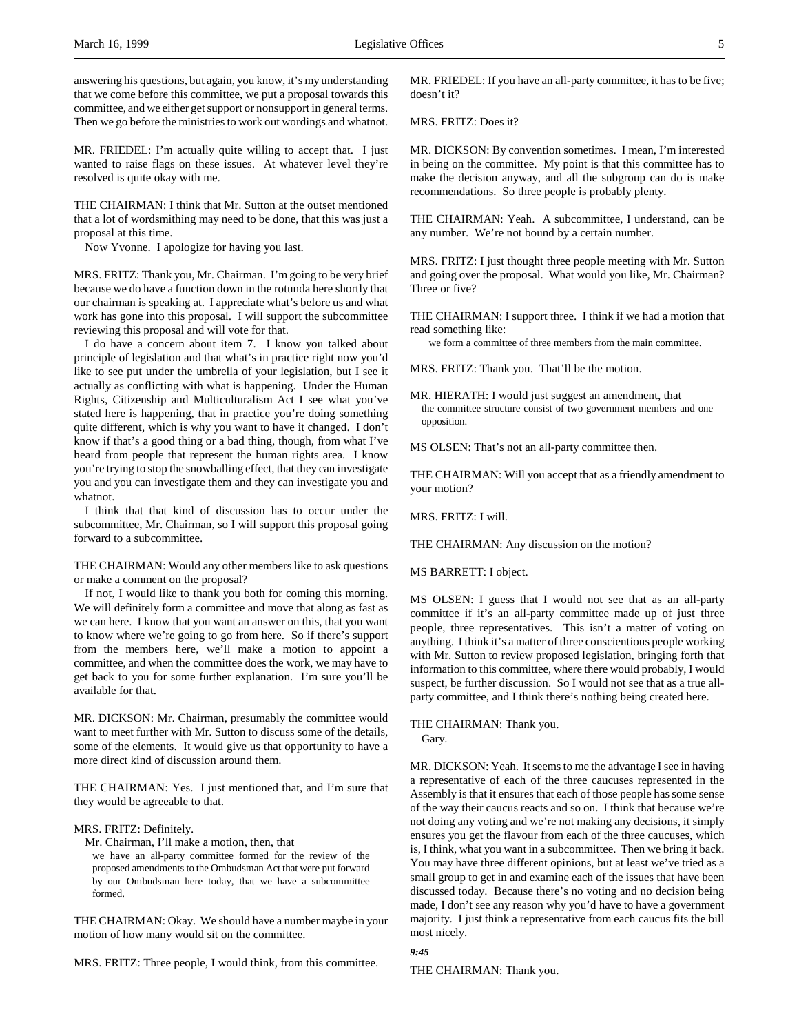answering his questions, but again, you know, it's my understanding that we come before this committee, we put a proposal towards this committee, and we either get support or nonsupport in general terms. Then we go before the ministries to work out wordings and whatnot.

MR. FRIEDEL: I'm actually quite willing to accept that. I just wanted to raise flags on these issues. At whatever level they're resolved is quite okay with me.

THE CHAIRMAN: I think that Mr. Sutton at the outset mentioned that a lot of wordsmithing may need to be done, that this was just a proposal at this time.

Now Yvonne. I apologize for having you last.

MRS. FRITZ: Thank you, Mr. Chairman. I'm going to be very brief because we do have a function down in the rotunda here shortly that our chairman is speaking at. I appreciate what's before us and what work has gone into this proposal. I will support the subcommittee reviewing this proposal and will vote for that.

I do have a concern about item 7. I know you talked about principle of legislation and that what's in practice right now you'd like to see put under the umbrella of your legislation, but I see it actually as conflicting with what is happening. Under the Human Rights, Citizenship and Multiculturalism Act I see what you've stated here is happening, that in practice you're doing something quite different, which is why you want to have it changed. I don't know if that's a good thing or a bad thing, though, from what I've heard from people that represent the human rights area. I know you're trying to stop the snowballing effect, that they can investigate you and you can investigate them and they can investigate you and whatnot.

I think that that kind of discussion has to occur under the subcommittee, Mr. Chairman, so I will support this proposal going forward to a subcommittee.

THE CHAIRMAN: Would any other members like to ask questions or make a comment on the proposal?

If not, I would like to thank you both for coming this morning. We will definitely form a committee and move that along as fast as we can here. I know that you want an answer on this, that you want to know where we're going to go from here. So if there's support from the members here, we'll make a motion to appoint a committee, and when the committee does the work, we may have to get back to you for some further explanation. I'm sure you'll be available for that.

MR. DICKSON: Mr. Chairman, presumably the committee would want to meet further with Mr. Sutton to discuss some of the details, some of the elements. It would give us that opportunity to have a more direct kind of discussion around them.

THE CHAIRMAN: Yes. I just mentioned that, and I'm sure that they would be agreeable to that.

MRS. FRITZ: Definitely.

Mr. Chairman, I'll make a motion, then, that

> we have an all-party committee formed for the review of the proposed amendments to the Ombudsman Act that were put forward by our Ombudsman here today, that we have a subcommittee formed.

THE CHAIRMAN: Okay. We should have a number maybe in your motion of how many would sit on the committee.

MRS. FRITZ: Three people, I would think, from this committee.

MR. FRIEDEL: If you have an all-party committee, it has to be five; doesn't it?

MRS. FRITZ: Does it?

MR. DICKSON: By convention sometimes. I mean, I'm interested in being on the committee. My point is that this committee has to make the decision anyway, and all the subgroup can do is make recommendations. So three people is probably plenty.

THE CHAIRMAN: Yeah. A subcommittee, I understand, can be any number. We're not bound by a certain number.

MRS. FRITZ: I just thought three people meeting with Mr. Sutton and going over the proposal. What would you like, Mr. Chairman? Three or five?

THE CHAIRMAN: I support three. I think if we had a motion that read something like:

> we form a committee of three members from the main committee.

MRS. FRITZ: Thank you. That'll be the motion.

MR. HIERATH: I would just suggest an amendment, that

> the committee structure consist of two government members and one opposition.

MS OLSEN: That's not an all-party committee then.

THE CHAIRMAN: Will you accept that as a friendly amendment to your motion?

MRS. FRITZ: I will.

THE CHAIRMAN: Any discussion on the motion?

MS BARRETT: I object.

MS OLSEN: I guess that I would not see that as an all-party committee if it's an all-party committee made up of just three people, three representatives. This isn't a matter of voting on anything. I think it's a matter of three conscientious people working with Mr. Sutton to review proposed legislation, bringing forth that information to this committee, where there would probably, I would suspect, be further discussion. So I would not see that as a true all-party committee, and I think there's nothing being created here.

THE CHAIRMAN: Thank you.

Gary.

MR. DICKSON: Yeah. It seems to me the advantage I see in having a representative of each of the three caucuses represented in the Assembly is that it ensures that each of those people has some sense of the way their caucus reacts and so on. I think that because we're not doing any voting and we're not making any decisions, it simply ensures you get the flavour from each of the three caucuses, which is, I think, what you want in a subcommittee. Then we bring it back. You may have three different opinions, but at least we've tried as a small group to get in and examine each of the issues that have been discussed today. Because there's no voting and no decision being made, I don't see any reason why you'd have to have a government majority. I just think a representative from each caucus fits the bill most nicely.

***9:45***

THE CHAIRMAN: Thank you.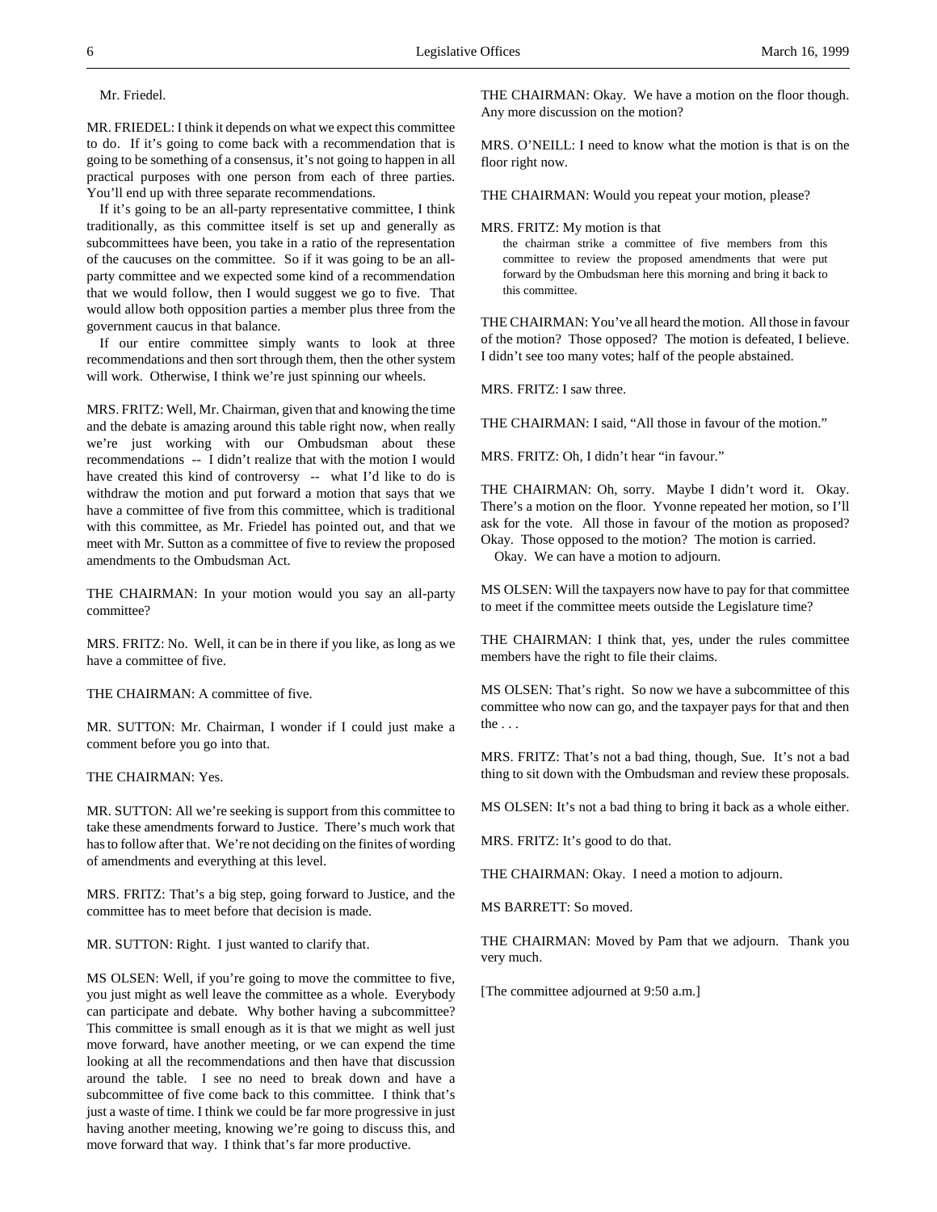Mr. Friedel.

MR. FRIEDEL: I think it depends on what we expect this committee to do. If it's going to come back with a recommendation that is going to be something of a consensus, it's not going to happen in all practical purposes with one person from each of three parties. You'll end up with three separate recommendations.

If it's going to be an all-party representative committee, I think traditionally, as this committee itself is set up and generally as subcommittees have been, you take in a ratio of the representation of the caucuses on the committee. So if it was going to be an all-party committee and we expected some kind of a recommendation that we would follow, then I would suggest we go to five. That would allow both opposition parties a member plus three from the government caucus in that balance.

If our entire committee simply wants to look at three recommendations and then sort through them, then the other system will work. Otherwise, I think we're just spinning our wheels.

MRS. FRITZ: Well, Mr. Chairman, given that and knowing the time and the debate is amazing around this table right now, when really we're just working with our Ombudsman about these recommendations -- I didn't realize that with the motion I would have created this kind of controversy -- what I'd like to do is withdraw the motion and put forward a motion that says that we have a committee of five from this committee, which is traditional with this committee, as Mr. Friedel has pointed out, and that we meet with Mr. Sutton as a committee of five to review the proposed amendments to the Ombudsman Act.

THE CHAIRMAN: In your motion would you say an all-party committee?

MRS. FRITZ: No. Well, it can be in there if you like, as long as we have a committee of five.

THE CHAIRMAN: A committee of five.

MR. SUTTON: Mr. Chairman, I wonder if I could just make a comment before you go into that.

THE CHAIRMAN: Yes.

MR. SUTTON: All we're seeking is support from this committee to take these amendments forward to Justice. There's much work that has to follow after that. We're not deciding on the finites of wording of amendments and everything at this level.

MRS. FRITZ: That's a big step, going forward to Justice, and the committee has to meet before that decision is made.

MR. SUTTON: Right. I just wanted to clarify that.

MS OLSEN: Well, if you're going to move the committee to five, you just might as well leave the committee as a whole. Everybody can participate and debate. Why bother having a subcommittee? This committee is small enough as it is that we might as well just move forward, have another meeting, or we can expend the time looking at all the recommendations and then have that discussion around the table. I see no need to break down and have a subcommittee of five come back to this committee. I think that's just a waste of time. I think we could be far more progressive in just having another meeting, knowing we're going to discuss this, and move forward that way. I think that's far more productive.

THE CHAIRMAN: Okay. We have a motion on the floor though. Any more discussion on the motion?

MRS. O'NEILL: I need to know what the motion is that is on the floor right now.

THE CHAIRMAN: Would you repeat your motion, please?

MRS. FRITZ: My motion is that

> the chairman strike a committee of five members from this committee to review the proposed amendments that were put forward by the Ombudsman here this morning and bring it back to this committee.

THE CHAIRMAN: You've all heard the motion. All those in favour of the motion? Those opposed? The motion is defeated, I believe. I didn't see too many votes; half of the people abstained.

MRS. FRITZ: I saw three.

THE CHAIRMAN: I said, "All those in favour of the motion."

MRS. FRITZ: Oh, I didn't hear "in favour."

THE CHAIRMAN: Oh, sorry. Maybe I didn't word it. Okay. There's a motion on the floor. Yvonne repeated her motion, so I'll ask for the vote. All those in favour of the motion as proposed? Okay. Those opposed to the motion? The motion is carried.

Okay. We can have a motion to adjourn.

MS OLSEN: Will the taxpayers now have to pay for that committee to meet if the committee meets outside the Legislature time?

THE CHAIRMAN: I think that, yes, under the rules committee members have the right to file their claims.

MS OLSEN: That's right. So now we have a subcommittee of this committee who now can go, and the taxpayer pays for that and then the . . .

MRS. FRITZ: That's not a bad thing, though, Sue. It's not a bad thing to sit down with the Ombudsman and review these proposals.

MS OLSEN: It's not a bad thing to bring it back as a whole either.

MRS. FRITZ: It's good to do that.

THE CHAIRMAN: Okay. I need a motion to adjourn.

MS BARRETT: So moved.

THE CHAIRMAN: Moved by Pam that we adjourn. Thank you very much.

[The committee adjourned at 9:50 a.m.]